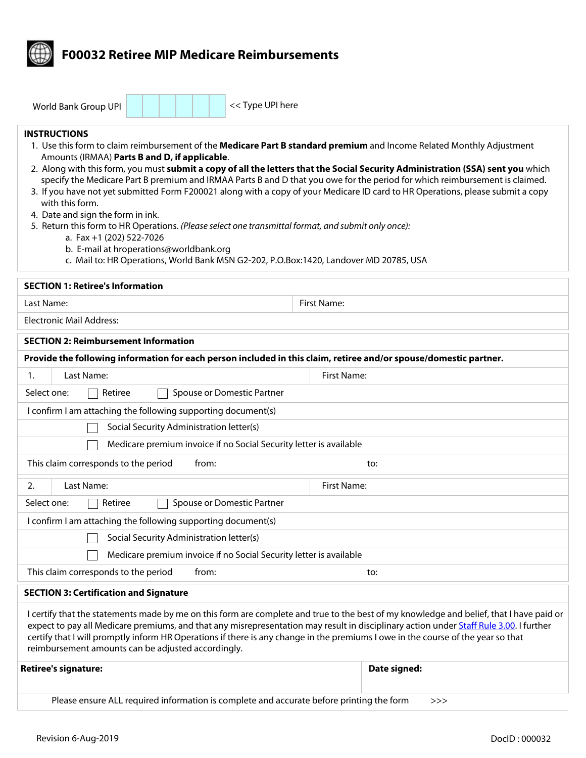# F00032 Retiree MIP Medicare Reimbursements

World Bank Group UPI << Type UPI here

**INSTRUCTIONS**

1. Use this form to claim reimbursement of the **Medicare Part B standard premium** and Income Related Monthly Adjustment Amounts (IRMAA) **Parts B and D, if applicable**.
2. Along with this form, you must **submit a copy of all the letters that the Social Security Administration (SSA) sent you** which specify the Medicare Part B premium and IRMAA Parts B and D that you owe for the period for which reimbursement is claimed.
3. If you have not yet submitted Form F200021 along with a copy of your Medicare ID card to HR Operations, please submit a copy with this form.
4. Date and sign the form in ink.
5. Return this form to HR Operations. *(Please select one transmittal format, and submit only once):*
   a. Fax +1 (202) 522-7026
   b. E-mail at hroperations@worldbank.org
   c. Mail to: HR Operations, World Bank MSN G2-202, P.O.Box:1420, Landover MD 20785, USA

## SECTION 1: Retiree's Information

| | |
|---|---|
| Last Name: | First Name: |
| Electronic Mail Address: | |

## SECTION 2: Reimbursement Information

**Provide the following information for each person included in this claim, retiree and/or spouse/domestic partner.**

1. Last Name: First Name:

Select one: ☐ Retiree ☐ Spouse or Domestic Partner

I confirm I am attaching the following supporting document(s)

☐ Social Security Administration letter(s)

☐ Medicare premium invoice if no Social Security letter is available

This claim corresponds to the period from: to:

2. Last Name: First Name:

Select one: ☐ Retiree ☐ Spouse or Domestic Partner

I confirm I am attaching the following supporting document(s)

☐ Social Security Administration letter(s)

☐ Medicare premium invoice if no Social Security letter is available

This claim corresponds to the period from: to:

## SECTION 3: Certification and Signature

I certify that the statements made by me on this form are complete and true to the best of my knowledge and belief, that I have paid or expect to pay all Medicare premiums, and that any misrepresentation may result in disciplinary action under Staff Rule 3.00. I further certify that I will promptly inform HR Operations if there is any change in the premiums I owe in the course of the year so that reimbursement amounts can be adjusted accordingly.

| | |
|---|---|
| **Retiree's signature:** | **Date signed:** |

Please ensure ALL required information is complete and accurate before printing the form >>>

Revision 6-Aug-2019 DocID : 000032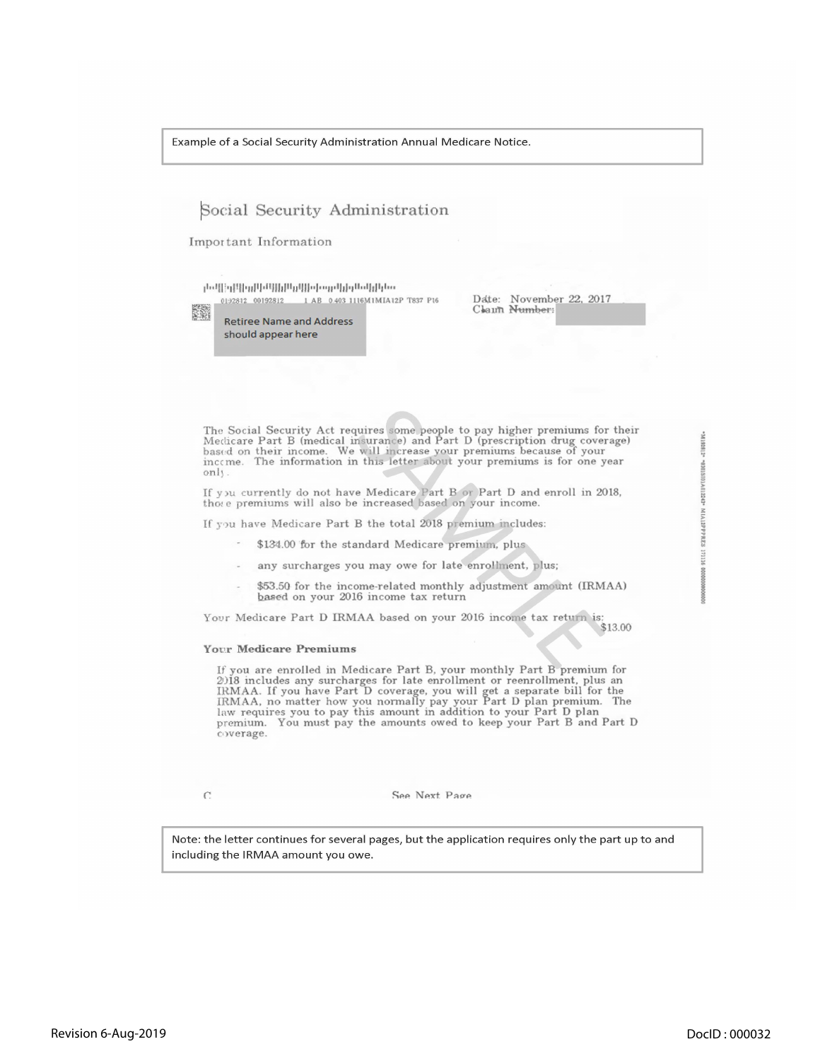Example of a Social Security Administration Annual Medicare Notice.

# Social Security Administration

Important Information

0192812 00192812 1 AB 0.403 1116M1MIA12P T837 P16

Retiree Name and Address should appear here

Date: November 22, 2017
Claim Number:

The Social Security Act requires some people to pay higher premiums for their Medicare Part B (medical insurance) and Part D (prescription drug coverage) based on their income. We will increase your premiums because of your income. The information in this letter about your premiums is for one year only.

If you currently do not have Medicare Part B or Part D and enroll in 2018, those premiums will also be increased based on your income.

If you have Medicare Part B the total 2018 premium includes:

- $134.00 for the standard Medicare premium, plus
- any surcharges you may owe for late enrollment, plus;
- $53.50 for the income-related monthly adjustment amount (IRMAA) based on your 2016 income tax return

Your Medicare Part D IRMAA based on your 2016 income tax return is: $13.00

**Your Medicare Premiums**

If you are enrolled in Medicare Part B, your monthly Part B premium for 2018 includes any surcharges for late enrollment or reenrollment, plus an IRMAA. If you have Part D coverage, you will get a separate bill for the IRMAA, no matter how you normally pay your Part D plan premium. The law requires you to pay this amount in addition to your Part D plan premium. You must pay the amounts owed to keep your Part B and Part D coverage.

C See Next Page

Note: the letter continues for several pages, but the application requires only the part up to and including the IRMAA amount you owe.

Revision 6-Aug-2019

DocID : 000032